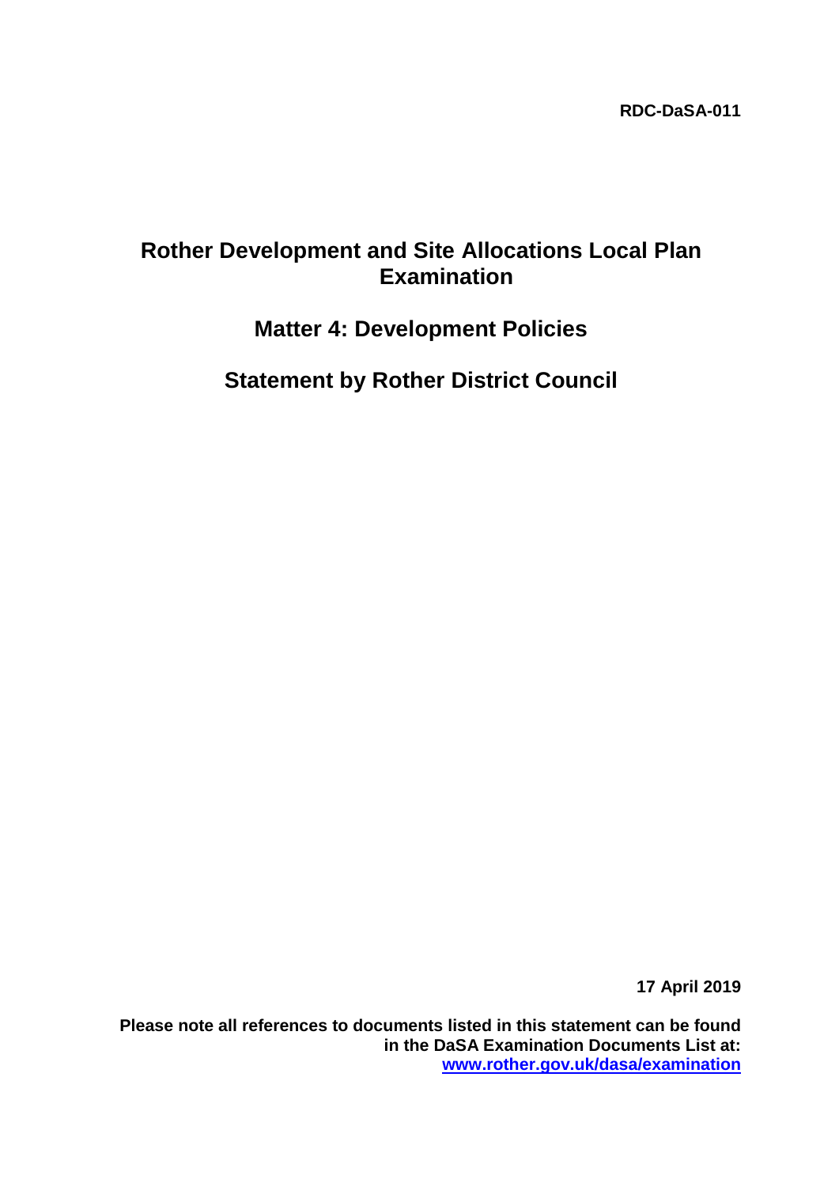**RDC-DaSA-011**

# Rother Development and Site Allocations Local Plan Examination

## Matter 4: Development Policies

## Statement by Rother District Council

**17 April 2019**

**Please note all references to documents listed in this statement can be found in the DaSA Examination Documents List at: [www.rother.gov.uk/dasa/examination](http://www.rother.gov.uk/dasa/examination)**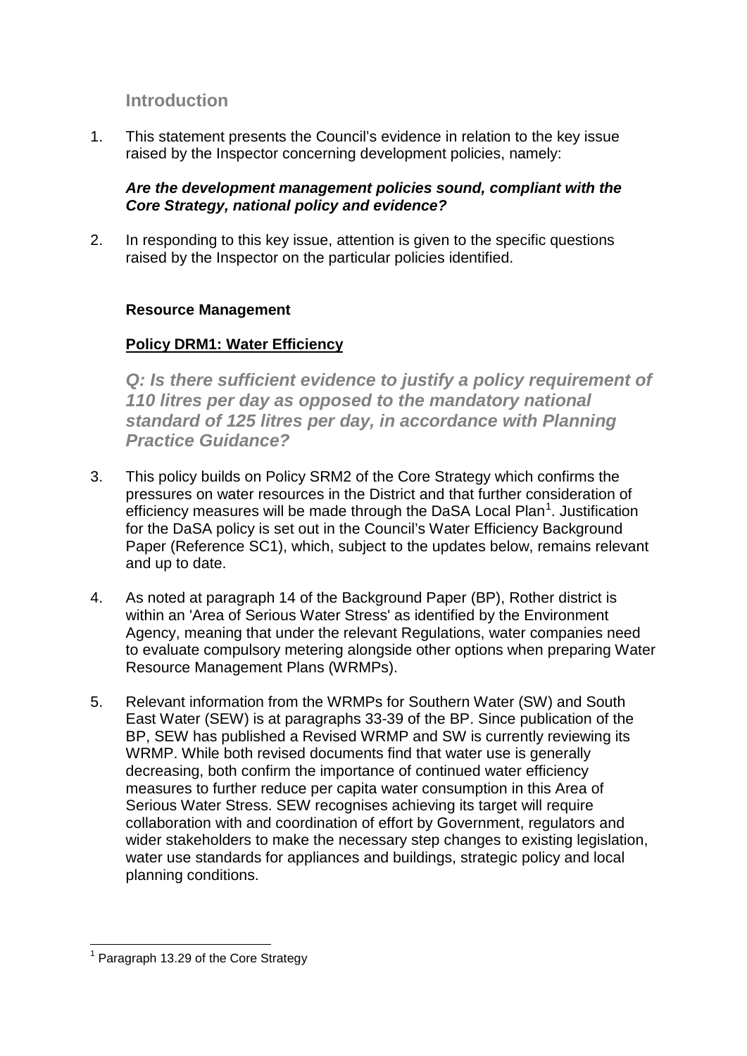## Introduction

1. This statement presents the Council's evidence in relation to the key issue raised by the Inspector concerning development policies, namely:

   ***Are the development management policies sound, compliant with the Core Strategy, national policy and evidence?***

2. In responding to this key issue, attention is given to the specific questions raised by the Inspector on the particular policies identified.

### Resource Management

#### Policy DRM1: Water Efficiency

***Q: Is there sufficient evidence to justify a policy requirement of 110 litres per day as opposed to the mandatory national standard of 125 litres per day, in accordance with Planning Practice Guidance?***

3. This policy builds on Policy SRM2 of the Core Strategy which confirms the pressures on water resources in the District and that further consideration of efficiency measures will be made through the DaSA Local Plan[1]. Justification for the DaSA policy is set out in the Council's Water Efficiency Background Paper (Reference SC1), which, subject to the updates below, remains relevant and up to date.

4. As noted at paragraph 14 of the Background Paper (BP), Rother district is within an 'Area of Serious Water Stress' as identified by the Environment Agency, meaning that under the relevant Regulations, water companies need to evaluate compulsory metering alongside other options when preparing Water Resource Management Plans (WRMPs).

5. Relevant information from the WRMPs for Southern Water (SW) and South East Water (SEW) is at paragraphs 33-39 of the BP. Since publication of the BP, SEW has published a Revised WRMP and SW is currently reviewing its WRMP. While both revised documents find that water use is generally decreasing, both confirm the importance of continued water efficiency measures to further reduce per capita water consumption in this Area of Serious Water Stress. SEW recognises achieving its target will require collaboration with and coordination of effort by Government, regulators and wider stakeholders to make the necessary step changes to existing legislation, water use standards for appliances and buildings, strategic policy and local planning conditions.

[1] Paragraph 13.29 of the Core Strategy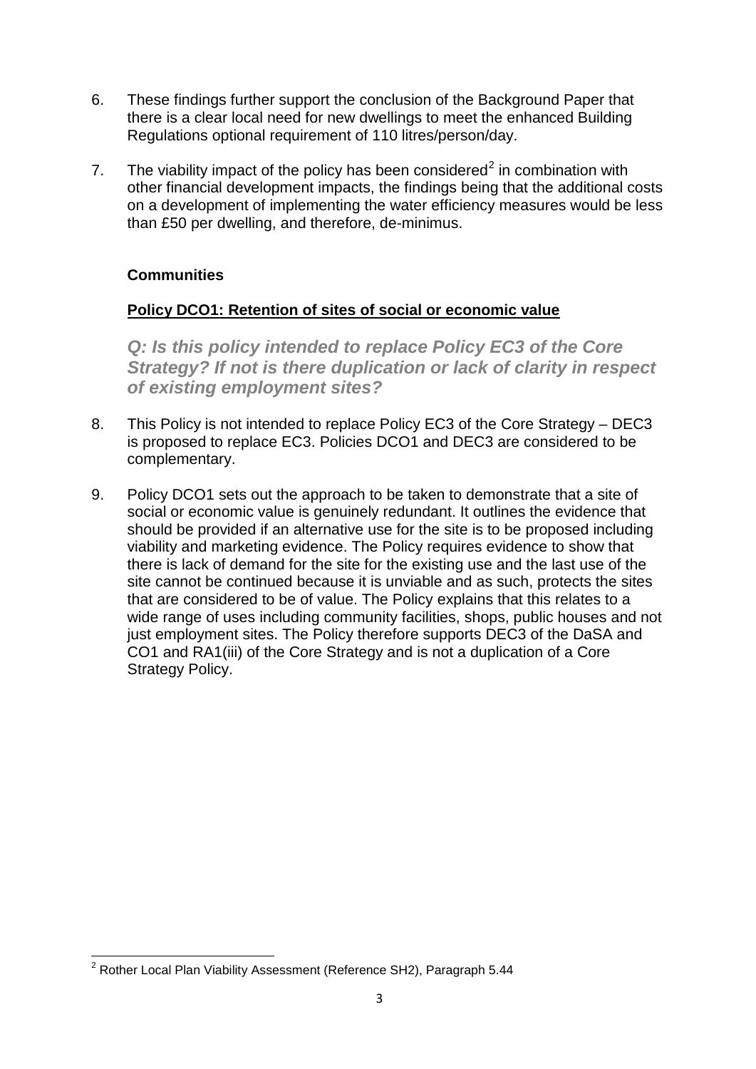6. These findings further support the conclusion of the Background Paper that there is a clear local need for new dwellings to meet the enhanced Building Regulations optional requirement of 110 litres/person/day.

7. The viability impact of the policy has been considered[2] in combination with other financial development impacts, the findings being that the additional costs on a development of implementing the water efficiency measures would be less than £50 per dwelling, and therefore, de-minimus.

### Communities

**Policy DCO1: Retention of sites of social or economic value**

***Q: Is this policy intended to replace Policy EC3 of the Core Strategy? If not is there duplication or lack of clarity in respect of existing employment sites?***

8. This Policy is not intended to replace Policy EC3 of the Core Strategy – DEC3 is proposed to replace EC3. Policies DCO1 and DEC3 are considered to be complementary.

9. Policy DCO1 sets out the approach to be taken to demonstrate that a site of social or economic value is genuinely redundant. It outlines the evidence that should be provided if an alternative use for the site is to be proposed including viability and marketing evidence. The Policy requires evidence to show that there is lack of demand for the site for the existing use and the last use of the site cannot be continued because it is unviable and as such, protects the sites that are considered to be of value. The Policy explains that this relates to a wide range of uses including community facilities, shops, public houses and not just employment sites. The Policy therefore supports DEC3 of the DaSA and CO1 and RA1(iii) of the Core Strategy and is not a duplication of a Core Strategy Policy.

---

[2] Rother Local Plan Viability Assessment (Reference SH2), Paragraph 5.44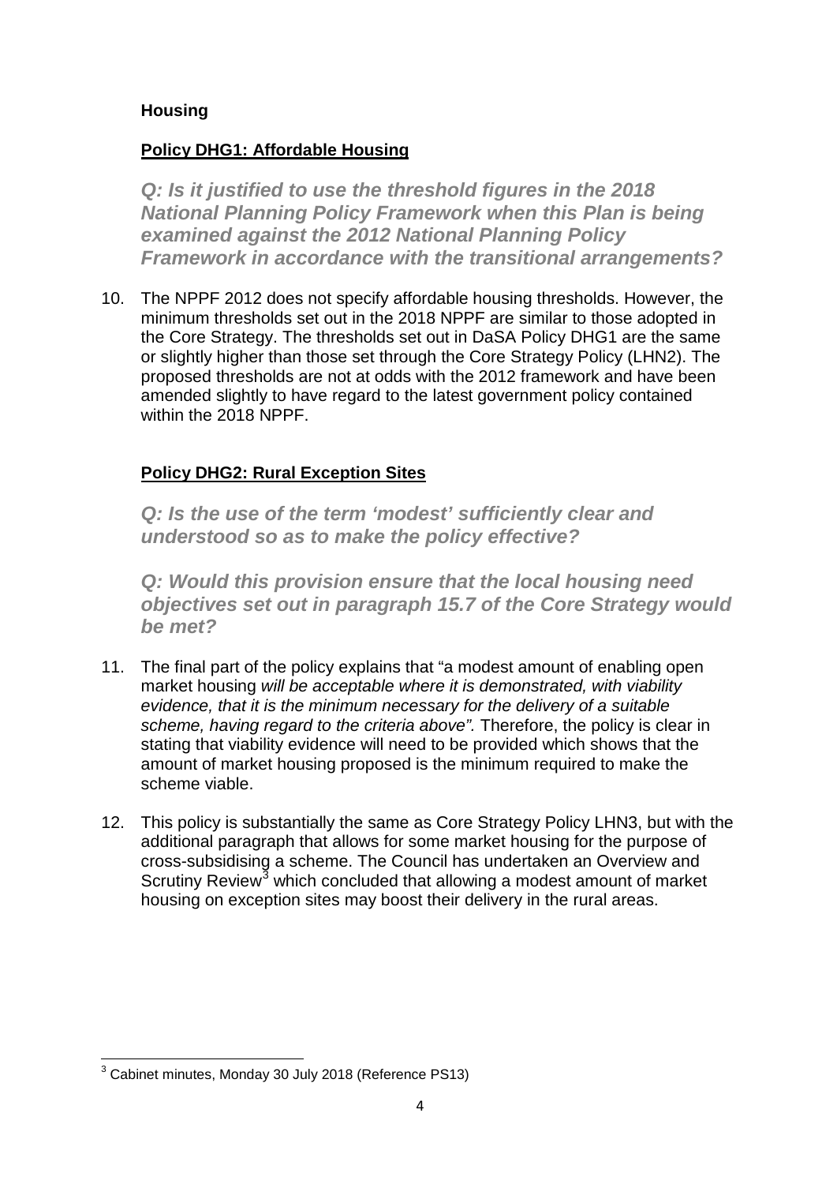## Housing

### Policy DHG1: Affordable Housing

***Q: Is it justified to use the threshold figures in the 2018 National Planning Policy Framework when this Plan is being examined against the 2012 National Planning Policy Framework in accordance with the transitional arrangements?***

10. The NPPF 2012 does not specify affordable housing thresholds. However, the minimum thresholds set out in the 2018 NPPF are similar to those adopted in the Core Strategy. The thresholds set out in DaSA Policy DHG1 are the same or slightly higher than those set through the Core Strategy Policy (LHN2). The proposed thresholds are not at odds with the 2012 framework and have been amended slightly to have regard to the latest government policy contained within the 2018 NPPF.

### Policy DHG2: Rural Exception Sites

***Q: Is the use of the term 'modest' sufficiently clear and understood so as to make the policy effective?***

***Q: Would this provision ensure that the local housing need objectives set out in paragraph 15.7 of the Core Strategy would be met?***

11. The final part of the policy explains that "a modest amount of enabling open market housing *will be acceptable where it is demonstrated, with viability evidence, that it is the minimum necessary for the delivery of a suitable scheme, having regard to the criteria above".* Therefore, the policy is clear in stating that viability evidence will need to be provided which shows that the amount of market housing proposed is the minimum required to make the scheme viable.

12. This policy is substantially the same as Core Strategy Policy LHN3, but with the additional paragraph that allows for some market housing for the purpose of cross-subsidising a scheme. The Council has undertaken an Overview and Scrutiny Review[3] which concluded that allowing a modest amount of market housing on exception sites may boost their delivery in the rural areas.

---

[3] Cabinet minutes, Monday 30 July 2018 (Reference PS13)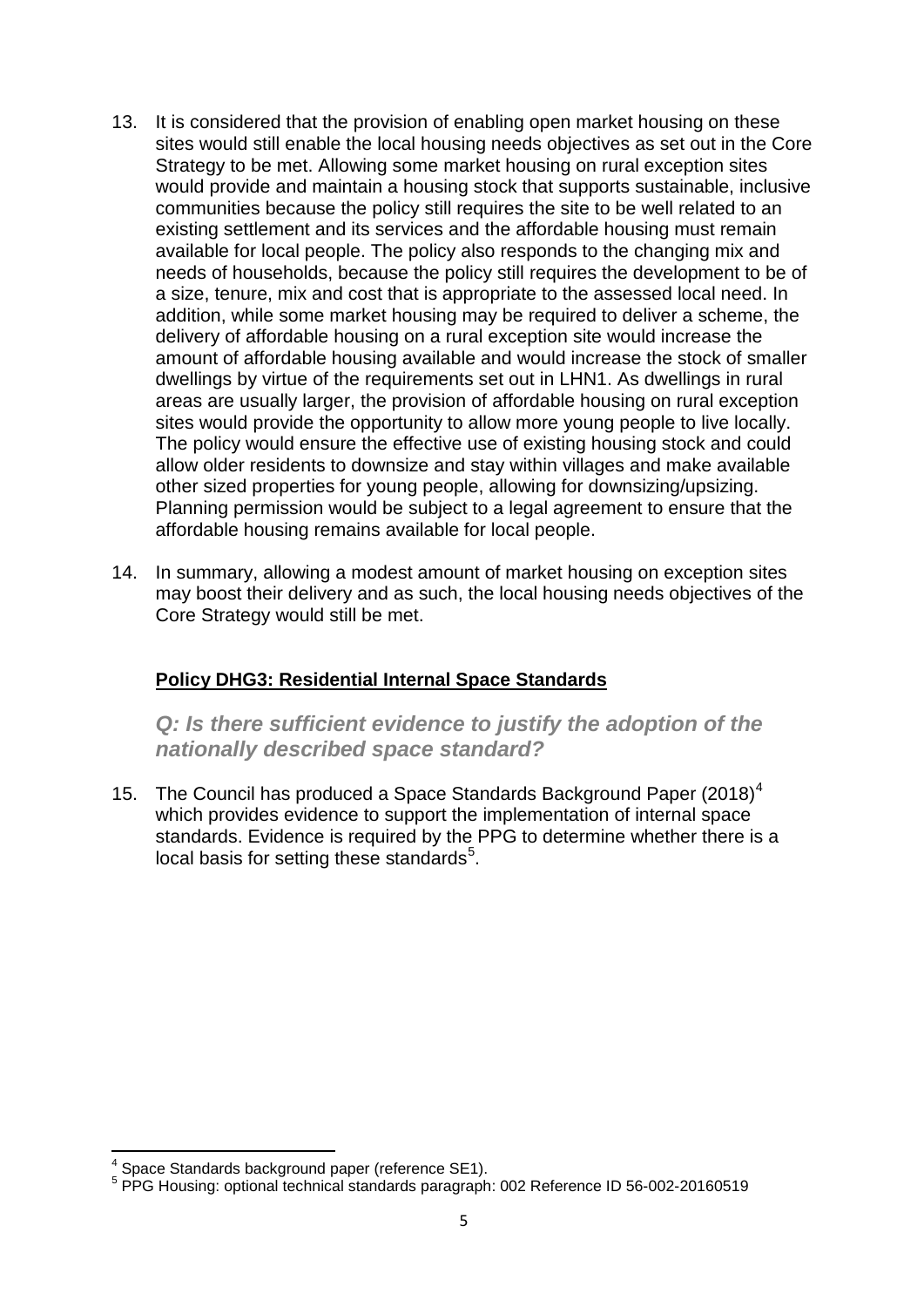13. It is considered that the provision of enabling open market housing on these sites would still enable the local housing needs objectives as set out in the Core Strategy to be met. Allowing some market housing on rural exception sites would provide and maintain a housing stock that supports sustainable, inclusive communities because the policy still requires the site to be well related to an existing settlement and its services and the affordable housing must remain available for local people. The policy also responds to the changing mix and needs of households, because the policy still requires the development to be of a size, tenure, mix and cost that is appropriate to the assessed local need. In addition, while some market housing may be required to deliver a scheme, the delivery of affordable housing on a rural exception site would increase the amount of affordable housing available and would increase the stock of smaller dwellings by virtue of the requirements set out in LHN1. As dwellings in rural areas are usually larger, the provision of affordable housing on rural exception sites would provide the opportunity to allow more young people to live locally. The policy would ensure the effective use of existing housing stock and could allow older residents to downsize and stay within villages and make available other sized properties for young people, allowing for downsizing/upsizing. Planning permission would be subject to a legal agreement to ensure that the affordable housing remains available for local people.

14. In summary, allowing a modest amount of market housing on exception sites may boost their delivery and as such, the local housing needs objectives of the Core Strategy would still be met.

## Policy DHG3: Residential Internal Space Standards

### *Q: Is there sufficient evidence to justify the adoption of the nationally described space standard?*

15. The Council has produced a Space Standards Background Paper (2018)[4] which provides evidence to support the implementation of internal space standards. Evidence is required by the PPG to determine whether there is a local basis for setting these standards[5].

---

[4] Space Standards background paper (reference SE1).

[5] PPG Housing: optional technical standards paragraph: 002 Reference ID 56-002-20160519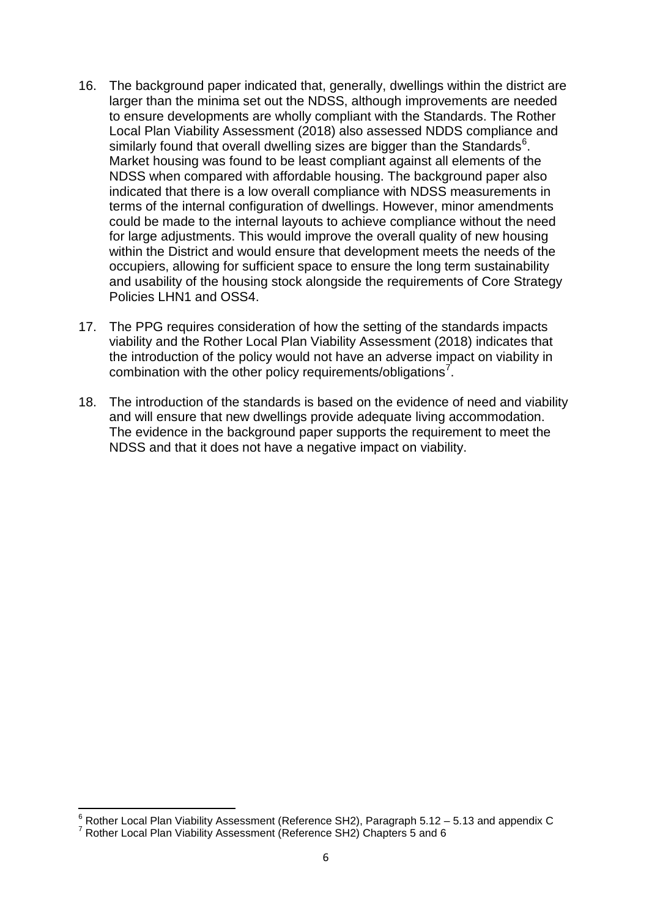16. The background paper indicated that, generally, dwellings within the district are larger than the minima set out the NDSS, although improvements are needed to ensure developments are wholly compliant with the Standards. The Rother Local Plan Viability Assessment (2018) also assessed NDDS compliance and similarly found that overall dwelling sizes are bigger than the Standards[6]. Market housing was found to be least compliant against all elements of the NDSS when compared with affordable housing. The background paper also indicated that there is a low overall compliance with NDSS measurements in terms of the internal configuration of dwellings. However, minor amendments could be made to the internal layouts to achieve compliance without the need for large adjustments. This would improve the overall quality of new housing within the District and would ensure that development meets the needs of the occupiers, allowing for sufficient space to ensure the long term sustainability and usability of the housing stock alongside the requirements of Core Strategy Policies LHN1 and OSS4.

17. The PPG requires consideration of how the setting of the standards impacts viability and the Rother Local Plan Viability Assessment (2018) indicates that the introduction of the policy would not have an adverse impact on viability in combination with the other policy requirements/obligations[7].

18. The introduction of the standards is based on the evidence of need and viability and will ensure that new dwellings provide adequate living accommodation. The evidence in the background paper supports the requirement to meet the NDSS and that it does not have a negative impact on viability.

---

[6] Rother Local Plan Viability Assessment (Reference SH2), Paragraph 5.12 – 5.13 and appendix C

[7] Rother Local Plan Viability Assessment (Reference SH2) Chapters 5 and 6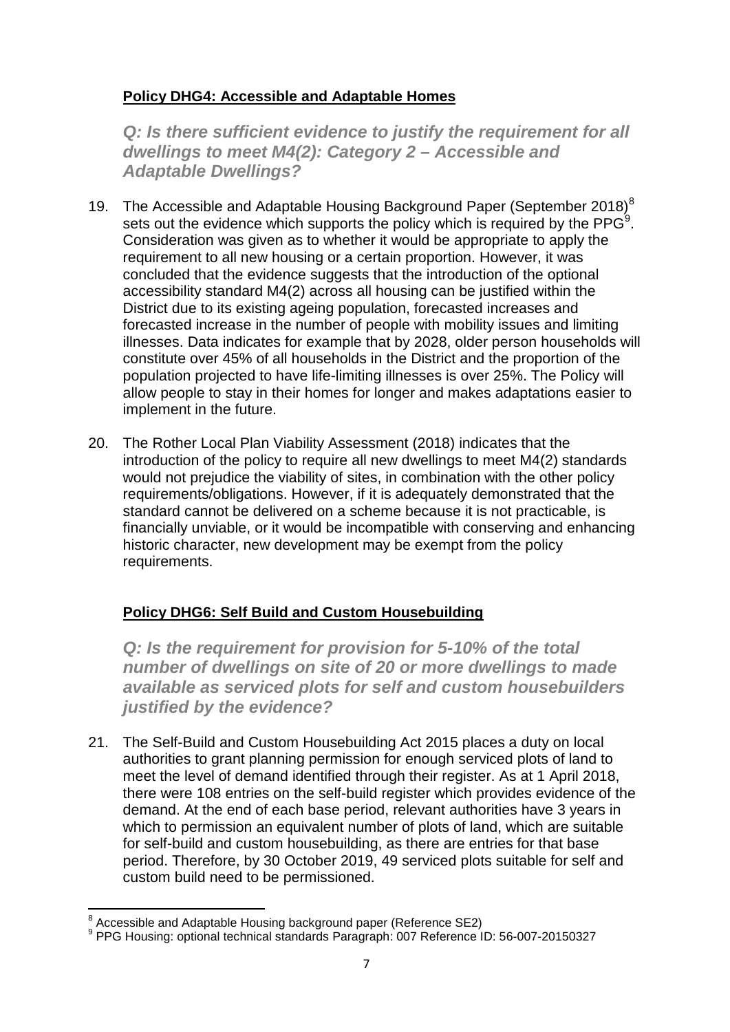**Policy DHG4: Accessible and Adaptable Homes**

***Q: Is there sufficient evidence to justify the requirement for all dwellings to meet M4(2): Category 2 – Accessible and Adaptable Dwellings?***

19. The Accessible and Adaptable Housing Background Paper (September 2018)[8] sets out the evidence which supports the policy which is required by the PPG[9]. Consideration was given as to whether it would be appropriate to apply the requirement to all new housing or a certain proportion. However, it was concluded that the evidence suggests that the introduction of the optional accessibility standard M4(2) across all housing can be justified within the District due to its existing ageing population, forecasted increases and forecasted increase in the number of people with mobility issues and limiting illnesses. Data indicates for example that by 2028, older person households will constitute over 45% of all households in the District and the proportion of the population projected to have life-limiting illnesses is over 25%. The Policy will allow people to stay in their homes for longer and makes adaptations easier to implement in the future.

20. The Rother Local Plan Viability Assessment (2018) indicates that the introduction of the policy to require all new dwellings to meet M4(2) standards would not prejudice the viability of sites, in combination with the other policy requirements/obligations. However, if it is adequately demonstrated that the standard cannot be delivered on a scheme because it is not practicable, is financially unviable, or it would be incompatible with conserving and enhancing historic character, new development may be exempt from the policy requirements.

**Policy DHG6: Self Build and Custom Housebuilding**

***Q: Is the requirement for provision for 5-10% of the total number of dwellings on site of 20 or more dwellings to made available as serviced plots for self and custom housebuilders justified by the evidence?***

21. The Self-Build and Custom Housebuilding Act 2015 places a duty on local authorities to grant planning permission for enough serviced plots of land to meet the level of demand identified through their register. As at 1 April 2018, there were 108 entries on the self-build register which provides evidence of the demand. At the end of each base period, relevant authorities have 3 years in which to permission an equivalent number of plots of land, which are suitable for self-build and custom housebuilding, as there are entries for that base period. Therefore, by 30 October 2019, 49 serviced plots suitable for self and custom build need to be permissioned.

---

[8] Accessible and Adaptable Housing background paper (Reference SE2)

[9] PPG Housing: optional technical standards Paragraph: 007 Reference ID: 56-007-20150327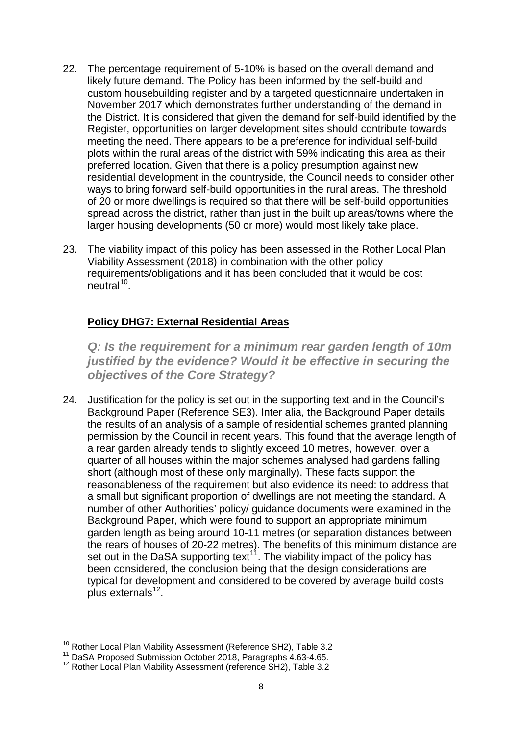22. The percentage requirement of 5-10% is based on the overall demand and likely future demand. The Policy has been informed by the self-build and custom housebuilding register and by a targeted questionnaire undertaken in November 2017 which demonstrates further understanding of the demand in the District. It is considered that given the demand for self-build identified by the Register, opportunities on larger development sites should contribute towards meeting the need. There appears to be a preference for individual self-build plots within the rural areas of the district with 59% indicating this area as their preferred location. Given that there is a policy presumption against new residential development in the countryside, the Council needs to consider other ways to bring forward self-build opportunities in the rural areas. The threshold of 20 or more dwellings is required so that there will be self-build opportunities spread across the district, rather than just in the built up areas/towns where the larger housing developments (50 or more) would most likely take place.

23. The viability impact of this policy has been assessed in the Rother Local Plan Viability Assessment (2018) in combination with the other policy requirements/obligations and it has been concluded that it would be cost neutral[10].

## Policy DHG7: External Residential Areas

***Q: Is the requirement for a minimum rear garden length of 10m justified by the evidence? Would it be effective in securing the objectives of the Core Strategy?***

24. Justification for the policy is set out in the supporting text and in the Council's Background Paper (Reference SE3). Inter alia, the Background Paper details the results of an analysis of a sample of residential schemes granted planning permission by the Council in recent years. This found that the average length of a rear garden already tends to slightly exceed 10 metres, however, over a quarter of all houses within the major schemes analysed had gardens falling short (although most of these only marginally). These facts support the reasonableness of the requirement but also evidence its need: to address that a small but significant proportion of dwellings are not meeting the standard. A number of other Authorities' policy/ guidance documents were examined in the Background Paper, which were found to support an appropriate minimum garden length as being around 10-11 metres (or separation distances between the rears of houses of 20-22 metres). The benefits of this minimum distance are set out in the DaSA supporting text[11]. The viability impact of the policy has been considered, the conclusion being that the design considerations are typical for development and considered to be covered by average build costs plus externals[12].

---

[10] Rother Local Plan Viability Assessment (Reference SH2), Table 3.2

[11] DaSA Proposed Submission October 2018, Paragraphs 4.63-4.65.

[12] Rother Local Plan Viability Assessment (reference SH2), Table 3.2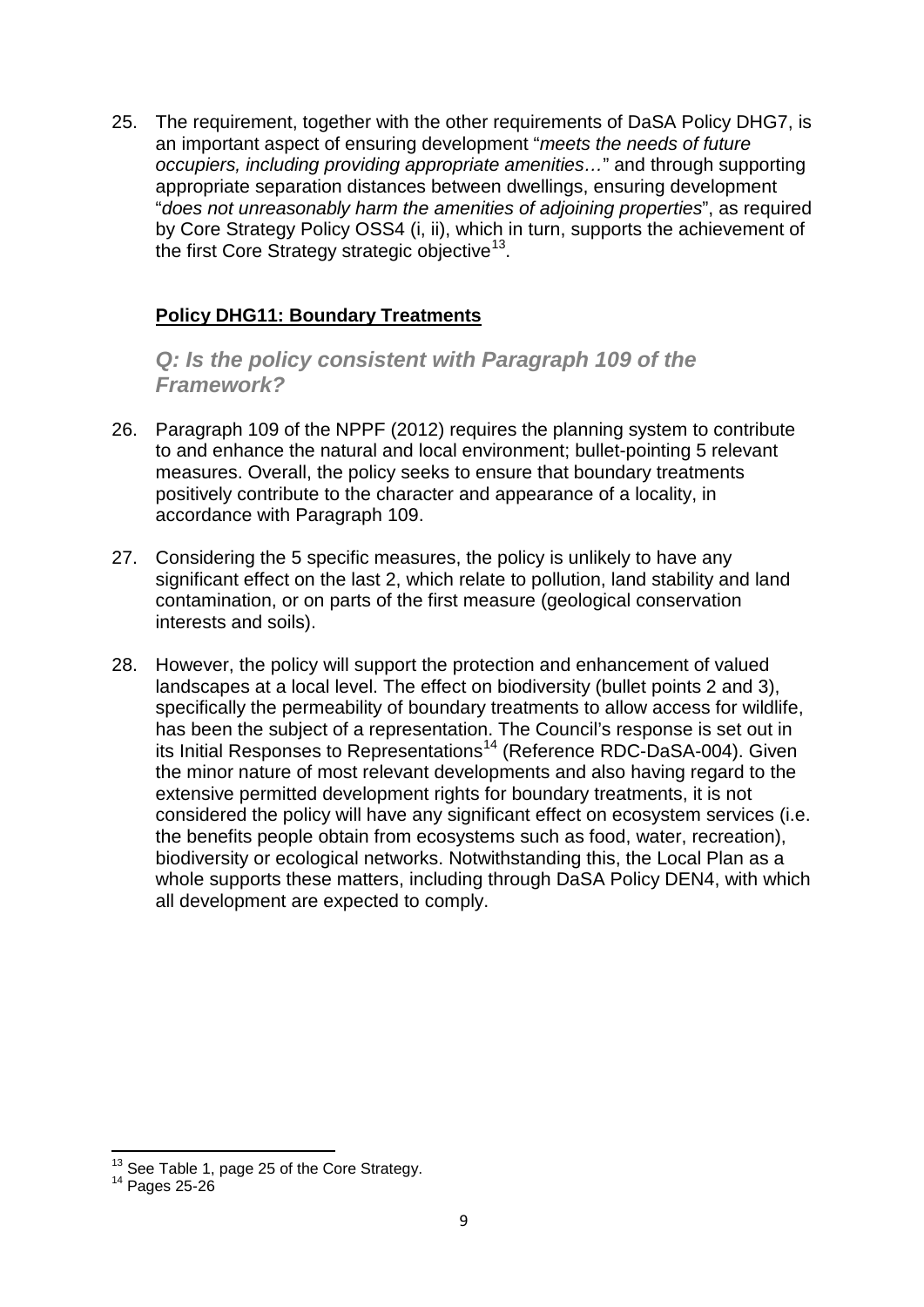25. The requirement, together with the other requirements of DaSA Policy DHG7, is an important aspect of ensuring development "*meets the needs of future occupiers, including providing appropriate amenities…*" and through supporting appropriate separation distances between dwellings, ensuring development "*does not unreasonably harm the amenities of adjoining properties*", as required by Core Strategy Policy OSS4 (i, ii), which in turn, supports the achievement of the first Core Strategy strategic objective[13].

## Policy DHG11: Boundary Treatments

### *Q: Is the policy consistent with Paragraph 109 of the Framework?*

26. Paragraph 109 of the NPPF (2012) requires the planning system to contribute to and enhance the natural and local environment; bullet-pointing 5 relevant measures. Overall, the policy seeks to ensure that boundary treatments positively contribute to the character and appearance of a locality, in accordance with Paragraph 109.

27. Considering the 5 specific measures, the policy is unlikely to have any significant effect on the last 2, which relate to pollution, land stability and land contamination, or on parts of the first measure (geological conservation interests and soils).

28. However, the policy will support the protection and enhancement of valued landscapes at a local level. The effect on biodiversity (bullet points 2 and 3), specifically the permeability of boundary treatments to allow access for wildlife, has been the subject of a representation. The Council's response is set out in its Initial Responses to Representations[14] (Reference RDC-DaSA-004). Given the minor nature of most relevant developments and also having regard to the extensive permitted development rights for boundary treatments, it is not considered the policy will have any significant effect on ecosystem services (i.e. the benefits people obtain from ecosystems such as food, water, recreation), biodiversity or ecological networks. Notwithstanding this, the Local Plan as a whole supports these matters, including through DaSA Policy DEN4, with which all development are expected to comply.

[13] See Table 1, page 25 of the Core Strategy.

[14] Pages 25-26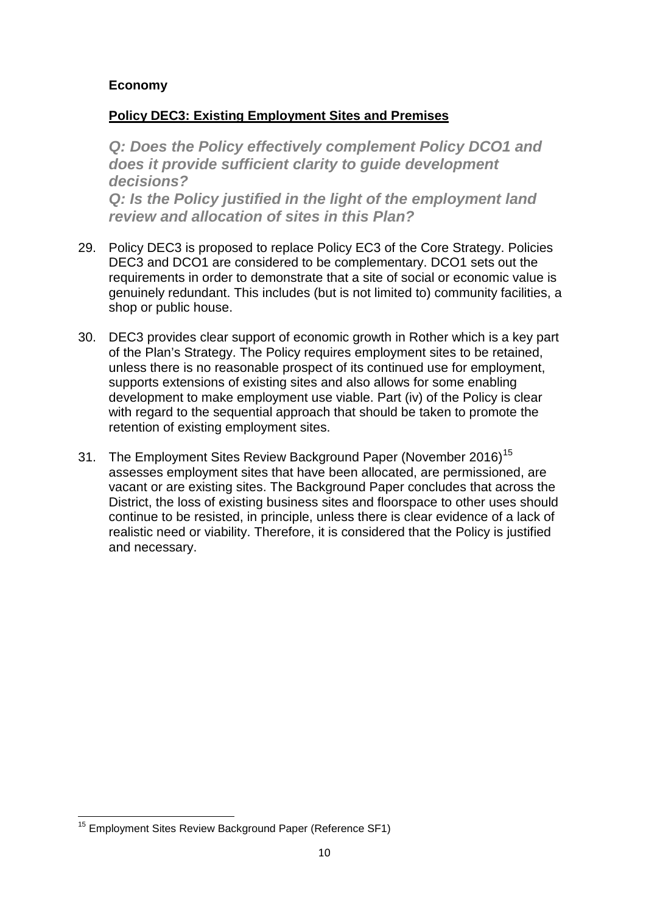**Economy**

**Policy DEC3: Existing Employment Sites and Premises**

***Q: Does the Policy effectively complement Policy DCO1 and does it provide sufficient clarity to guide development decisions?***

***Q: Is the Policy justified in the light of the employment land review and allocation of sites in this Plan?***

29. Policy DEC3 is proposed to replace Policy EC3 of the Core Strategy. Policies DEC3 and DCO1 are considered to be complementary. DCO1 sets out the requirements in order to demonstrate that a site of social or economic value is genuinely redundant. This includes (but is not limited to) community facilities, a shop or public house.

30. DEC3 provides clear support of economic growth in Rother which is a key part of the Plan's Strategy. The Policy requires employment sites to be retained, unless there is no reasonable prospect of its continued use for employment, supports extensions of existing sites and also allows for some enabling development to make employment use viable. Part (iv) of the Policy is clear with regard to the sequential approach that should be taken to promote the retention of existing employment sites.

31. The Employment Sites Review Background Paper (November 2016)[15] assesses employment sites that have been allocated, are permissioned, are vacant or are existing sites. The Background Paper concludes that across the District, the loss of existing business sites and floorspace to other uses should continue to be resisted, in principle, unless there is clear evidence of a lack of realistic need or viability. Therefore, it is considered that the Policy is justified and necessary.

[15] Employment Sites Review Background Paper (Reference SF1)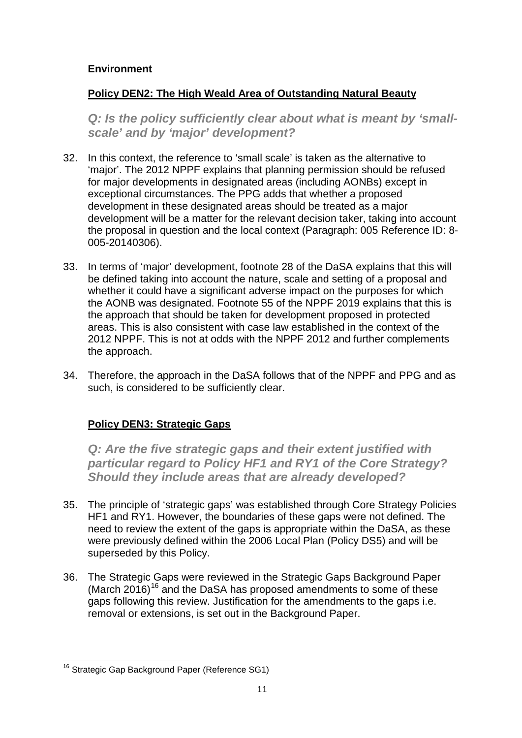**Environment**

**Policy DEN2: The High Weald Area of Outstanding Natural Beauty**

***Q: Is the policy sufficiently clear about what is meant by 'small-scale' and by 'major' development?***

32. In this context, the reference to 'small scale' is taken as the alternative to 'major'. The 2012 NPPF explains that planning permission should be refused for major developments in designated areas (including AONBs) except in exceptional circumstances. The PPG adds that whether a proposed development in these designated areas should be treated as a major development will be a matter for the relevant decision taker, taking into account the proposal in question and the local context (Paragraph: 005 Reference ID: 8-005-20140306).

33. In terms of 'major' development, footnote 28 of the DaSA explains that this will be defined taking into account the nature, scale and setting of a proposal and whether it could have a significant adverse impact on the purposes for which the AONB was designated. Footnote 55 of the NPPF 2019 explains that this is the approach that should be taken for development proposed in protected areas. This is also consistent with case law established in the context of the 2012 NPPF. This is not at odds with the NPPF 2012 and further complements the approach.

34. Therefore, the approach in the DaSA follows that of the NPPF and PPG and as such, is considered to be sufficiently clear.

**Policy DEN3: Strategic Gaps**

***Q: Are the five strategic gaps and their extent justified with particular regard to Policy HF1 and RY1 of the Core Strategy? Should they include areas that are already developed?***

35. The principle of 'strategic gaps' was established through Core Strategy Policies HF1 and RY1. However, the boundaries of these gaps were not defined. The need to review the extent of the gaps is appropriate within the DaSA, as these were previously defined within the 2006 Local Plan (Policy DS5) and will be superseded by this Policy.

36. The Strategic Gaps were reviewed in the Strategic Gaps Background Paper (March 2016)[16] and the DaSA has proposed amendments to some of these gaps following this review. Justification for the amendments to the gaps i.e. removal or extensions, is set out in the Background Paper.

[16] Strategic Gap Background Paper (Reference SG1)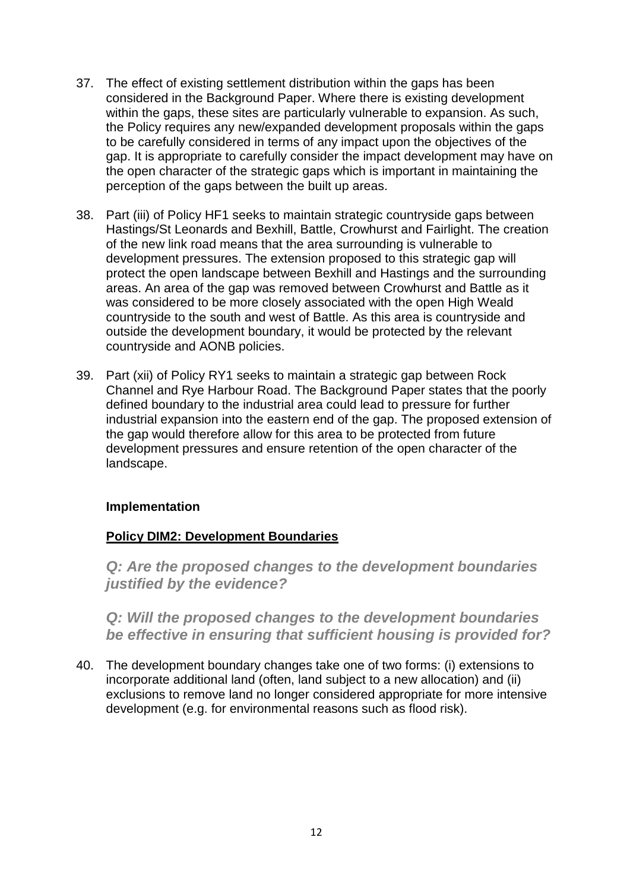37. The effect of existing settlement distribution within the gaps has been considered in the Background Paper. Where there is existing development within the gaps, these sites are particularly vulnerable to expansion. As such, the Policy requires any new/expanded development proposals within the gaps to be carefully considered in terms of any impact upon the objectives of the gap. It is appropriate to carefully consider the impact development may have on the open character of the strategic gaps which is important in maintaining the perception of the gaps between the built up areas.

38. Part (iii) of Policy HF1 seeks to maintain strategic countryside gaps between Hastings/St Leonards and Bexhill, Battle, Crowhurst and Fairlight. The creation of the new link road means that the area surrounding is vulnerable to development pressures. The extension proposed to this strategic gap will protect the open landscape between Bexhill and Hastings and the surrounding areas. An area of the gap was removed between Crowhurst and Battle as it was considered to be more closely associated with the open High Weald countryside to the south and west of Battle. As this area is countryside and outside the development boundary, it would be protected by the relevant countryside and AONB policies.

39. Part (xii) of Policy RY1 seeks to maintain a strategic gap between Rock Channel and Rye Harbour Road. The Background Paper states that the poorly defined boundary to the industrial area could lead to pressure for further industrial expansion into the eastern end of the gap. The proposed extension of the gap would therefore allow for this area to be protected from future development pressures and ensure retention of the open character of the landscape.

## Implementation

### Policy DIM2: Development Boundaries

***Q: Are the proposed changes to the development boundaries justified by the evidence?***

***Q: Will the proposed changes to the development boundaries be effective in ensuring that sufficient housing is provided for?***

40. The development boundary changes take one of two forms: (i) extensions to incorporate additional land (often, land subject to a new allocation) and (ii) exclusions to remove land no longer considered appropriate for more intensive development (e.g. for environmental reasons such as flood risk).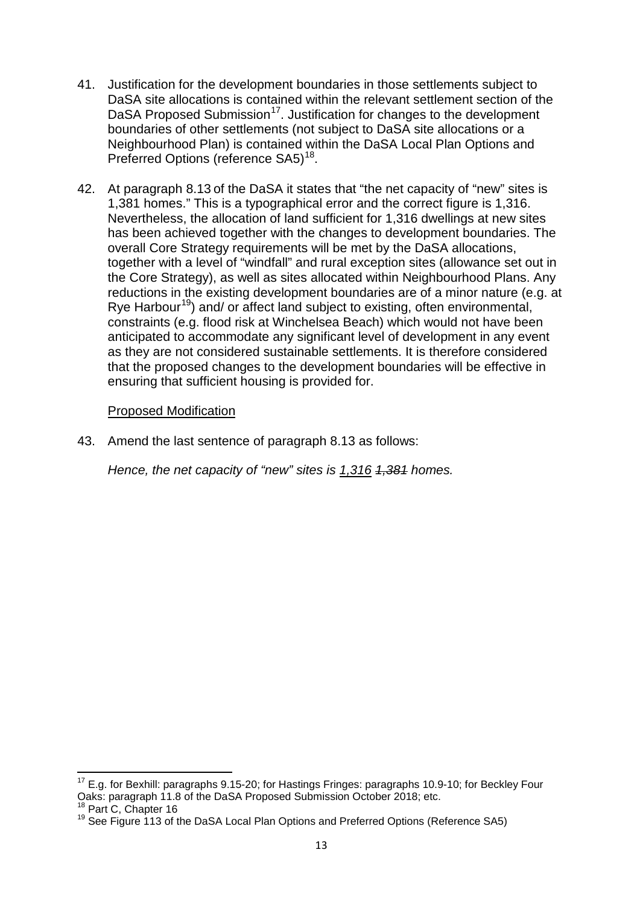41. Justification for the development boundaries in those settlements subject to DaSA site allocations is contained within the relevant settlement section of the DaSA Proposed Submission[17]. Justification for changes to the development boundaries of other settlements (not subject to DaSA site allocations or a Neighbourhood Plan) is contained within the DaSA Local Plan Options and Preferred Options (reference SA5)[18].

42. At paragraph 8.13 of the DaSA it states that "the net capacity of "new" sites is 1,381 homes." This is a typographical error and the correct figure is 1,316. Nevertheless, the allocation of land sufficient for 1,316 dwellings at new sites has been achieved together with the changes to development boundaries. The overall Core Strategy requirements will be met by the DaSA allocations, together with a level of "windfall" and rural exception sites (allowance set out in the Core Strategy), as well as sites allocated within Neighbourhood Plans. Any reductions in the existing development boundaries are of a minor nature (e.g. at Rye Harbour[19]) and/ or affect land subject to existing, often environmental, constraints (e.g. flood risk at Winchelsea Beach) which would not have been anticipated to accommodate any significant level of development in any event as they are not considered sustainable settlements. It is therefore considered that the proposed changes to the development boundaries will be effective in ensuring that sufficient housing is provided for.

<u>Proposed Modification</u>

43. Amend the last sentence of paragraph 8.13 as follows:

*Hence, the net capacity of "new" sites is <u>1,316</u> ~~1,381~~ homes.*

---

[17] E.g. for Bexhill: paragraphs 9.15-20; for Hastings Fringes: paragraphs 10.9-10; for Beckley Four Oaks: paragraph 11.8 of the DaSA Proposed Submission October 2018; etc.

[18] Part C, Chapter 16

[19] See Figure 113 of the DaSA Local Plan Options and Preferred Options (Reference SA5)